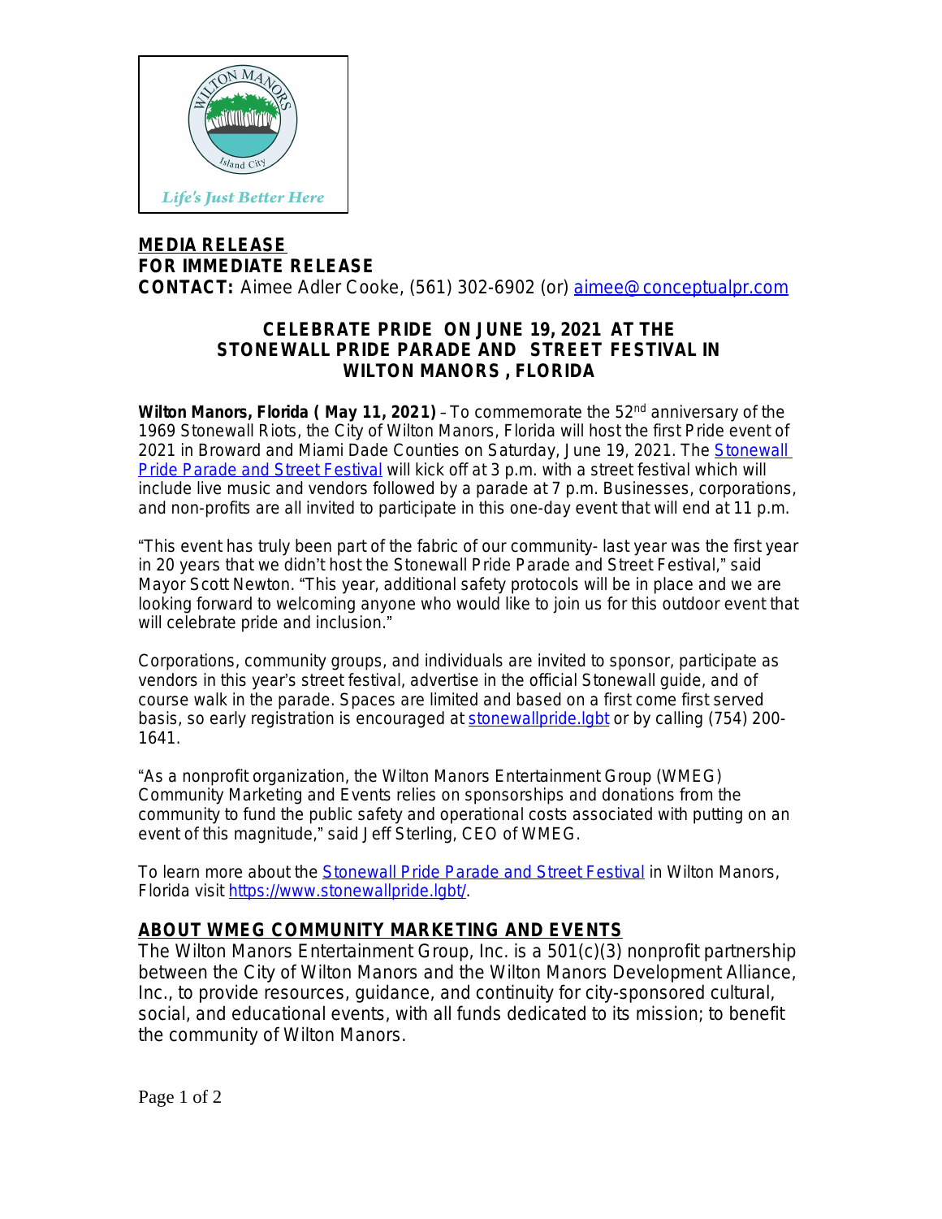**MEDIA RELEASE**
**FOR IMMEDIATE RELEASE**
**CONTACT:** Aimee Adler Cooke, (561) 302-6902 (or) aimee@conceptualpr.com

## CELEBRATE PRIDE ON JUNE 19, 2021 AT THE STONEWALL PRIDE PARADE AND STREET FESTIVAL IN WILTON MANORS, FLORIDA

**Wilton Manors, Florida (May 11, 2021)** – To commemorate the 52nd anniversary of the 1969 Stonewall Riots, the City of Wilton Manors, Florida will host the first Pride event of 2021 in Broward and Miami Dade Counties on Saturday, June 19, 2021. The Stonewall Pride Parade and Street Festival will kick off at 3 p.m. with a street festival which will include live music and vendors followed by a parade at 7 p.m. Businesses, corporations, and non-profits are all invited to participate in this one-day event that will end at 11 p.m.

"This event has truly been part of the fabric of our community- last year was the first year in 20 years that we didn't host the Stonewall Pride Parade and Street Festival," said Mayor Scott Newton. "This year, additional safety protocols will be in place and we are looking forward to welcoming anyone who would like to join us for this outdoor event that will celebrate pride and inclusion."

Corporations, community groups, and individuals are invited to sponsor, participate as vendors in this year's street festival, advertise in the official Stonewall guide, and of course walk in the parade. Spaces are limited and based on a first come first served basis, so early registration is encouraged at stonewallpride.lgbt or by calling (754) 200-1641.

"As a nonprofit organization, the Wilton Manors Entertainment Group (WMEG) Community Marketing and Events relies on sponsorships and donations from the community to fund the public safety and operational costs associated with putting on an event of this magnitude," said Jeff Sterling, CEO of WMEG.

To learn more about the Stonewall Pride Parade and Street Festival in Wilton Manors, Florida visit https://www.stonewallpride.lgbt/.

### ABOUT WMEG COMMUNITY MARKETING AND EVENTS

The Wilton Manors Entertainment Group, Inc. is a 501(c)(3) nonprofit partnership between the City of Wilton Manors and the Wilton Manors Development Alliance, Inc., to provide resources, guidance, and continuity for city-sponsored cultural, social, and educational events, with all funds dedicated to its mission; to benefit the community of Wilton Manors.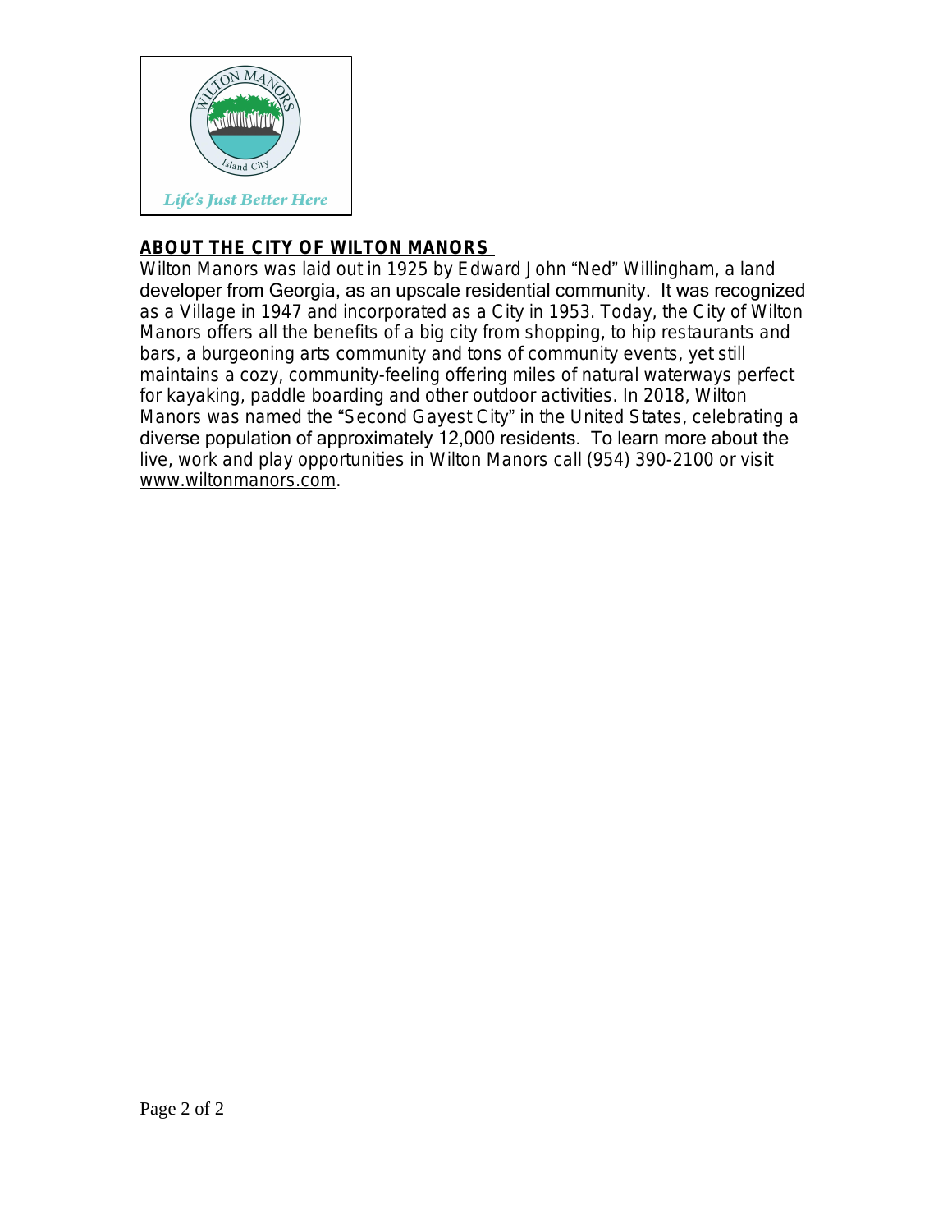## ABOUT THE CITY OF WILTON MANORS

Wilton Manors was laid out in 1925 by Edward John "Ned" Willingham, a land developer from Georgia, as an upscale residential community. It was recognized as a Village in 1947 and incorporated as a City in 1953. Today, the City of Wilton Manors offers all the benefits of a big city from shopping, to hip restaurants and bars, a burgeoning arts community and tons of community events, yet still maintains a cozy, community-feeling offering miles of natural waterways perfect for kayaking, paddle boarding and other outdoor activities. In 2018, Wilton Manors was named the "Second Gayest City" in the United States, celebrating a diverse population of approximately 12,000 residents. To learn more about the live, work and play opportunities in Wilton Manors call (954) 390-2100 or visit www.wiltonmanors.com.